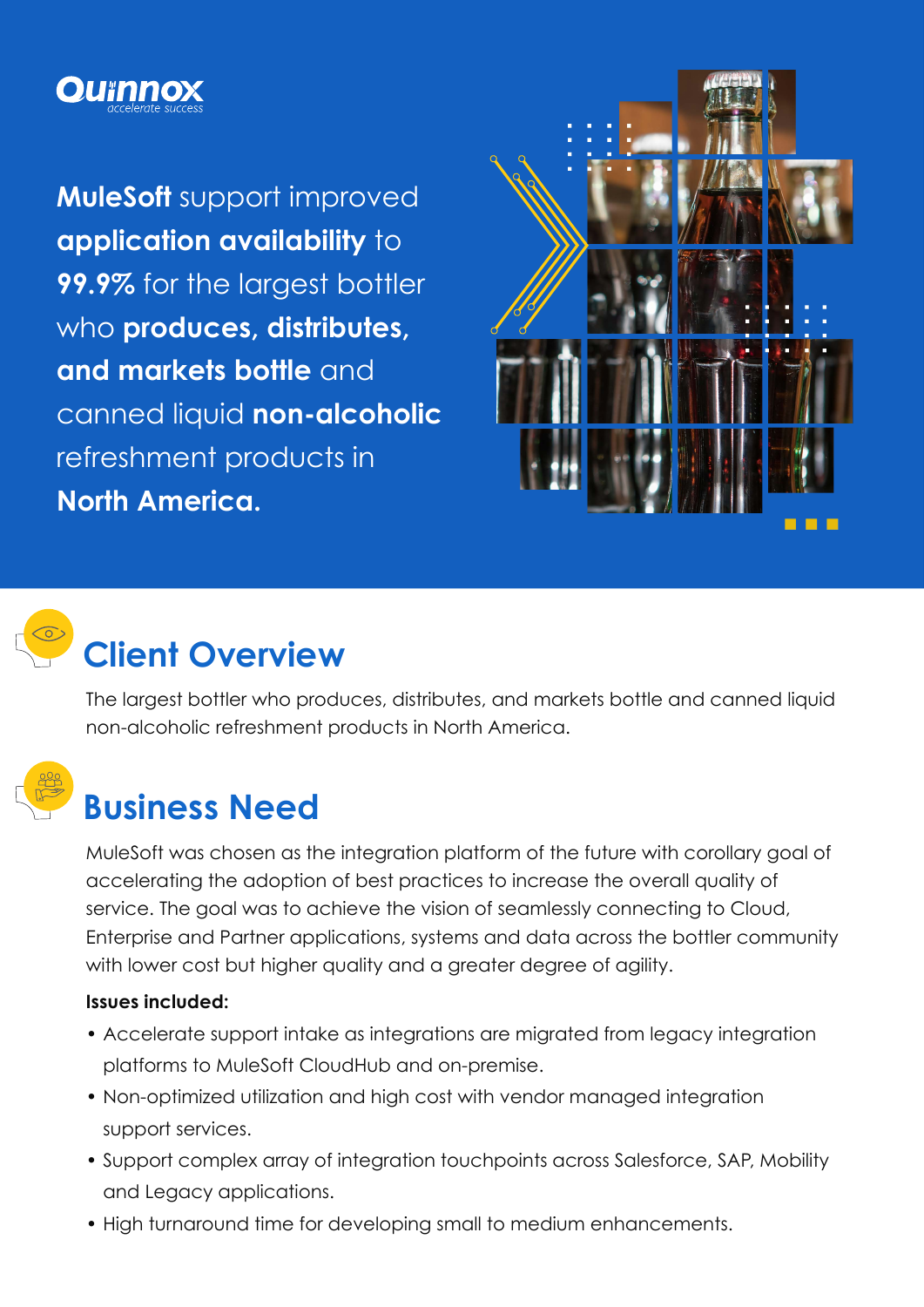Quinnox
*accelerate success*

**MuleSoft** support improved **application availability** to **99.9%** for the largest bottler who **produces, distributes, and markets bottle** and canned liquid **non-alcoholic** refreshment products in **North America.**

## Client Overview

The largest bottler who produces, distributes, and markets bottle and canned liquid non-alcoholic refreshment products in North America.

## Business Need

MuleSoft was chosen as the integration platform of the future with corollary goal of accelerating the adoption of best practices to increase the overall quality of service. The goal was to achieve the vision of seamlessly connecting to Cloud, Enterprise and Partner applications, systems and data across the bottler community with lower cost but higher quality and a greater degree of agility.

**Issues included:**

- Accelerate support intake as integrations are migrated from legacy integration platforms to MuleSoft CloudHub and on-premise.
- Non-optimized utilization and high cost with vendor managed integration support services.
- Support complex array of integration touchpoints across Salesforce, SAP, Mobility and Legacy applications.
- High turnaround time for developing small to medium enhancements.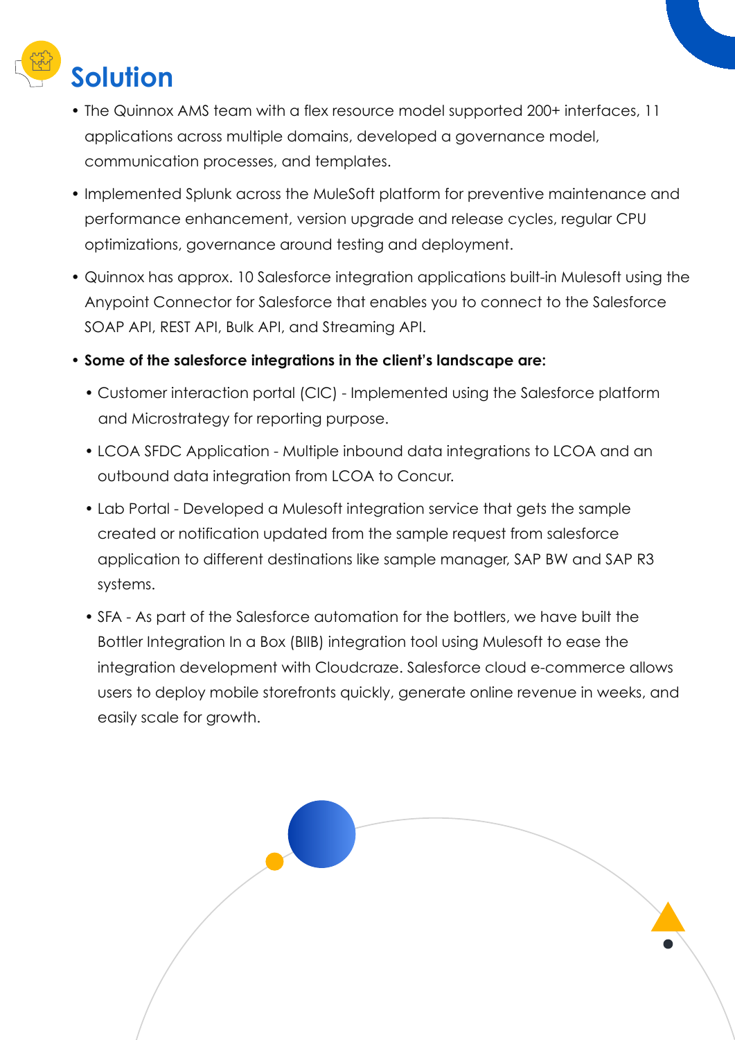# Solution

- The Quinnox AMS team with a flex resource model supported 200+ interfaces, 11 applications across multiple domains, developed a governance model, communication processes, and templates.
- Implemented Splunk across the MuleSoft platform for preventive maintenance and performance enhancement, version upgrade and release cycles, regular CPU optimizations, governance around testing and deployment.
- Quinnox has approx. 10 Salesforce integration applications built-in Mulesoft using the Anypoint Connector for Salesforce that enables you to connect to the Salesforce SOAP API, REST API, Bulk API, and Streaming API.
- **Some of the salesforce integrations in the client's landscape are:**
  - Customer interaction portal (CIC) - Implemented using the Salesforce platform and Microstrategy for reporting purpose.
  - LCOA SFDC Application - Multiple inbound data integrations to LCOA and an outbound data integration from LCOA to Concur.
  - Lab Portal - Developed a Mulesoft integration service that gets the sample created or notification updated from the sample request from salesforce application to different destinations like sample manager, SAP BW and SAP R3 systems.
  - SFA - As part of the Salesforce automation for the bottlers, we have built the Bottler Integration In a Box (BIIB) integration tool using Mulesoft to ease the integration development with Cloudcraze. Salesforce cloud e-commerce allows users to deploy mobile storefronts quickly, generate online revenue in weeks, and easily scale for growth.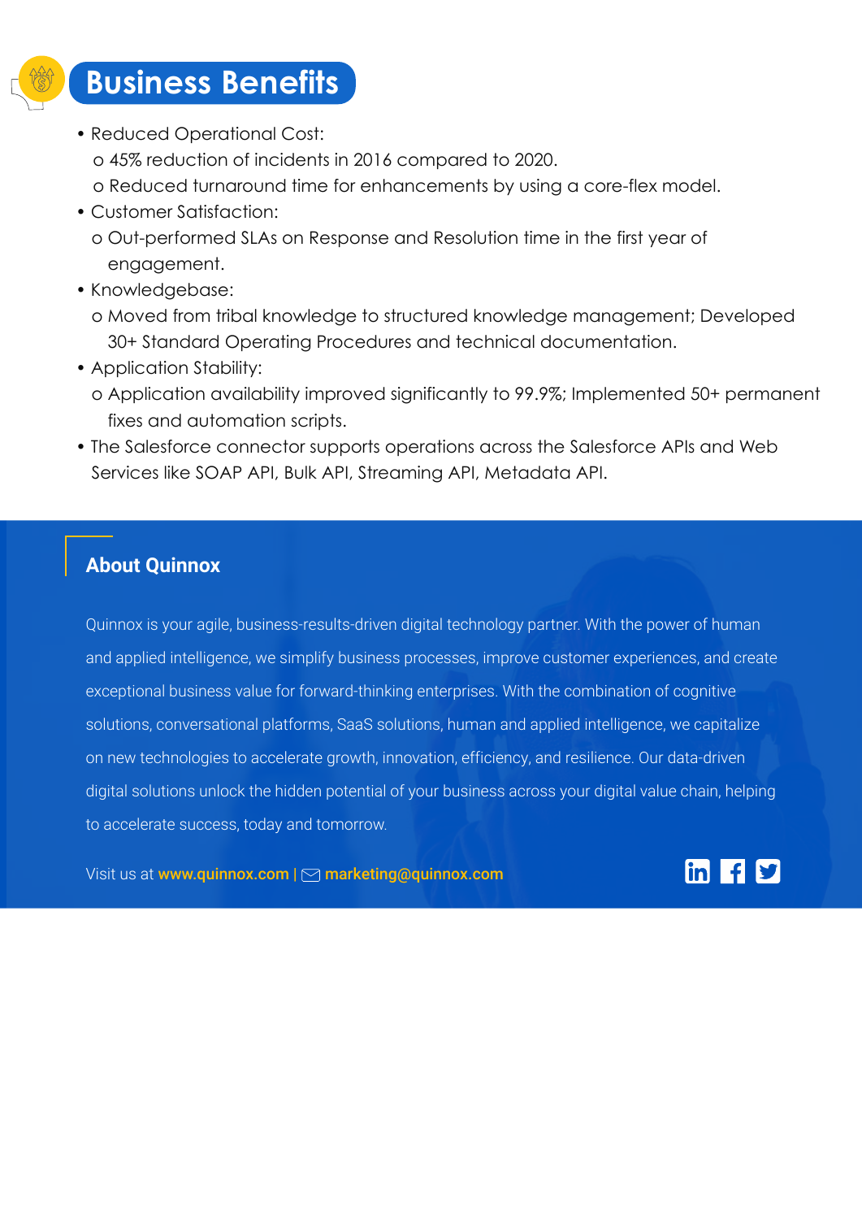## Business Benefits

- Reduced Operational Cost:
  - 45% reduction of incidents in 2016 compared to 2020.
  - Reduced turnaround time for enhancements by using a core-flex model.
- Customer Satisfaction:
  - Out-performed SLAs on Response and Resolution time in the first year of engagement.
- Knowledgebase:
  - Moved from tribal knowledge to structured knowledge management; Developed 30+ Standard Operating Procedures and technical documentation.
- Application Stability:
  - Application availability improved significantly to 99.9%; Implemented 50+ permanent fixes and automation scripts.
- The Salesforce connector supports operations across the Salesforce APIs and Web Services like SOAP API, Bulk API, Streaming API, Metadata API.

## About Quinnox

Quinnox is your agile, business-results-driven digital technology partner. With the power of human and applied intelligence, we simplify business processes, improve customer experiences, and create exceptional business value for forward-thinking enterprises. With the combination of cognitive solutions, conversational platforms, SaaS solutions, human and applied intelligence, we capitalize on new technologies to accelerate growth, innovation, efficiency, and resilience. Our data-driven digital solutions unlock the hidden potential of your business across your digital value chain, helping to accelerate success, today and tomorrow.

Visit us at www.quinnox.com | marketing@quinnox.com